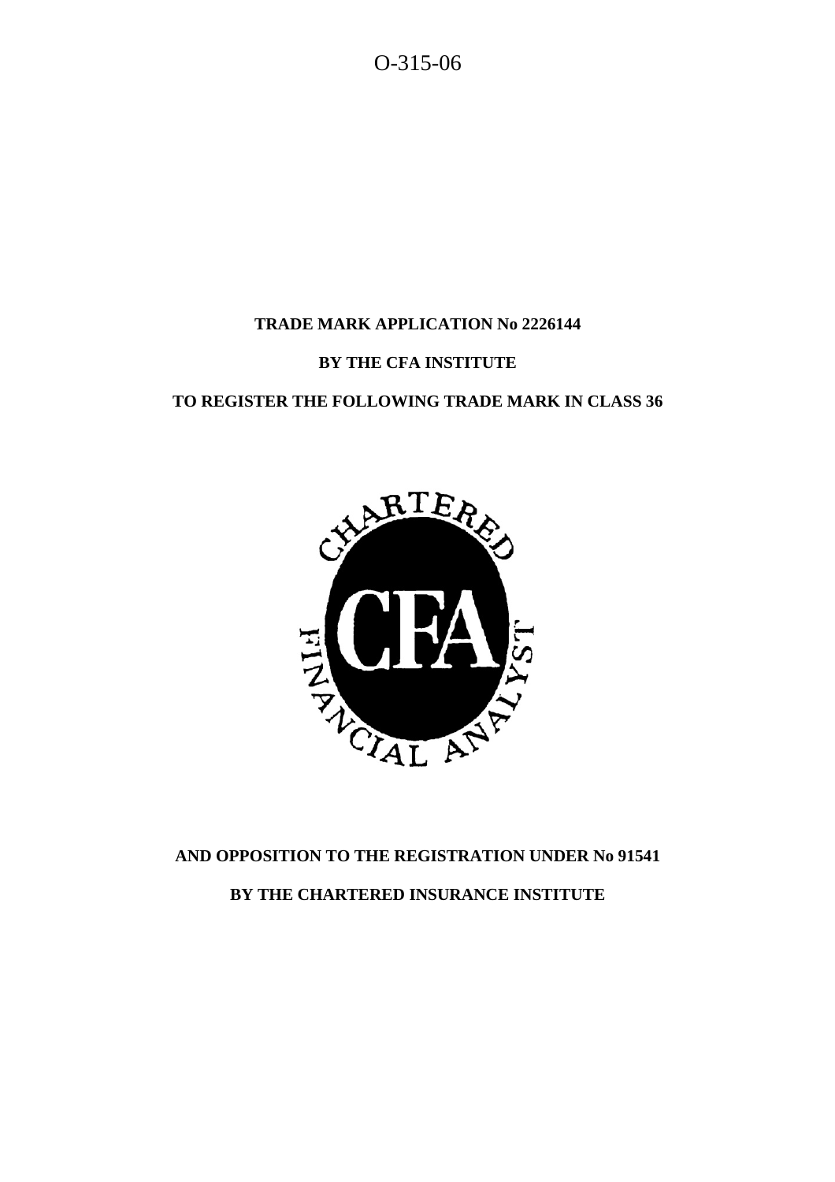O-315-06

**TRADE MARK APPLICATION No 2226144**

**BY THE CFA INSTITUTE**

**TO REGISTER THE FOLLOWING TRADE MARK IN CLASS 36**

CHARTERED CFA FINANCIAL ANALYST

**AND OPPOSITION TO THE REGISTRATION UNDER No 91541**

**BY THE CHARTERED INSURANCE INSTITUTE**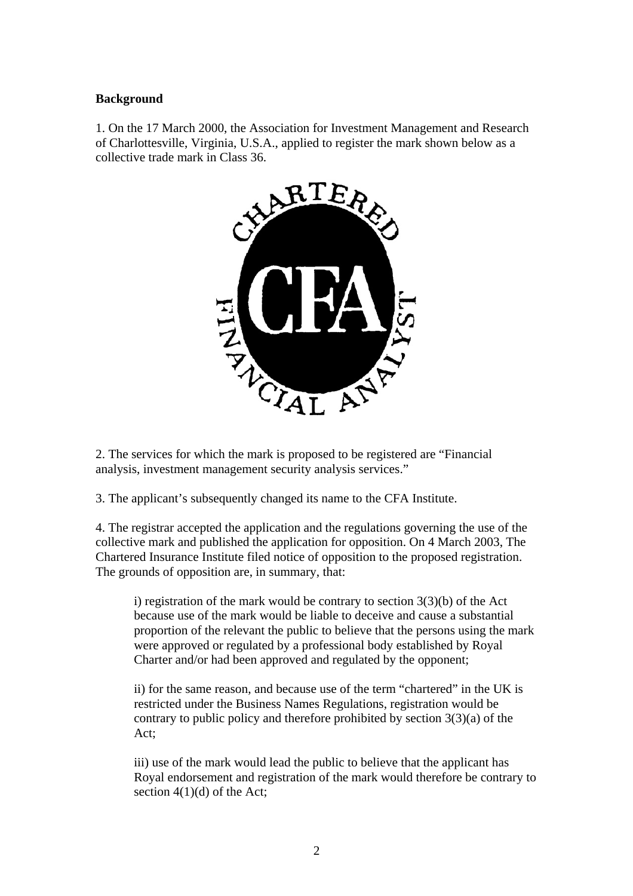**Background**

1. On the 17 March 2000, the Association for Investment Management and Research of Charlottesville, Virginia, U.S.A., applied to register the mark shown below as a collective trade mark in Class 36.

2. The services for which the mark is proposed to be registered are "Financial analysis, investment management security analysis services."

3. The applicant's subsequently changed its name to the CFA Institute.

4. The registrar accepted the application and the regulations governing the use of the collective mark and published the application for opposition. On 4 March 2003, The Chartered Insurance Institute filed notice of opposition to the proposed registration. The grounds of opposition are, in summary, that:

> i) registration of the mark would be contrary to section 3(3)(b) of the Act because use of the mark would be liable to deceive and cause a substantial proportion of the relevant the public to believe that the persons using the mark were approved or regulated by a professional body established by Royal Charter and/or had been approved and regulated by the opponent;
>
> ii) for the same reason, and because use of the term "chartered" in the UK is restricted under the Business Names Regulations, registration would be contrary to public policy and therefore prohibited by section 3(3)(a) of the Act;
>
> iii) use of the mark would lead the public to believe that the applicant has Royal endorsement and registration of the mark would therefore be contrary to section 4(1)(d) of the Act;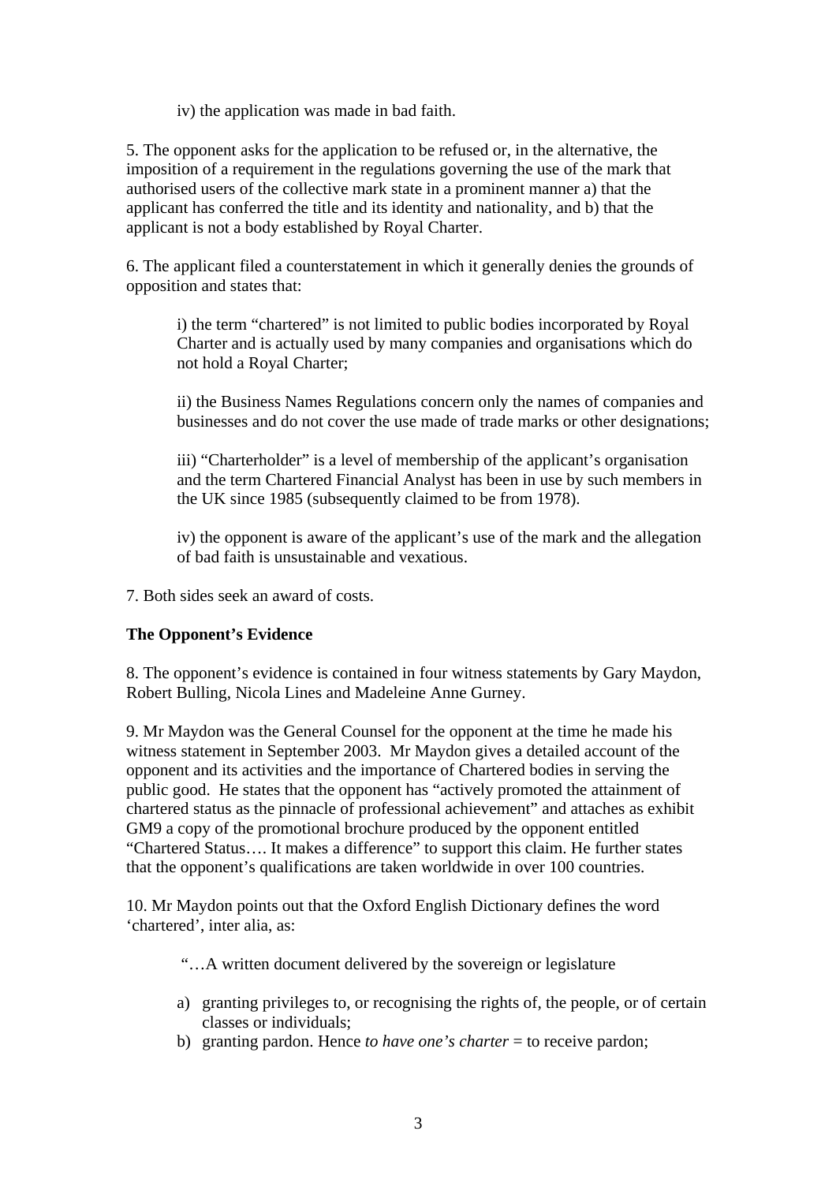iv) the application was made in bad faith.

5. The opponent asks for the application to be refused or, in the alternative, the imposition of a requirement in the regulations governing the use of the mark that authorised users of the collective mark state in a prominent manner a) that the applicant has conferred the title and its identity and nationality, and b) that the applicant is not a body established by Royal Charter.

6. The applicant filed a counterstatement in which it generally denies the grounds of opposition and states that:

> i) the term "chartered" is not limited to public bodies incorporated by Royal Charter and is actually used by many companies and organisations which do not hold a Royal Charter;
>
> ii) the Business Names Regulations concern only the names of companies and businesses and do not cover the use made of trade marks or other designations;
>
> iii) "Charterholder" is a level of membership of the applicant's organisation and the term Chartered Financial Analyst has been in use by such members in the UK since 1985 (subsequently claimed to be from 1978).
>
> iv) the opponent is aware of the applicant's use of the mark and the allegation of bad faith is unsustainable and vexatious.

7. Both sides seek an award of costs.

**The Opponent's Evidence**

8. The opponent's evidence is contained in four witness statements by Gary Maydon, Robert Bulling, Nicola Lines and Madeleine Anne Gurney.

9. Mr Maydon was the General Counsel for the opponent at the time he made his witness statement in September 2003. Mr Maydon gives a detailed account of the opponent and its activities and the importance of Chartered bodies in serving the public good. He states that the opponent has "actively promoted the attainment of chartered status as the pinnacle of professional achievement" and attaches as exhibit GM9 a copy of the promotional brochure produced by the opponent entitled "Chartered Status…. It makes a difference" to support this claim. He further states that the opponent's qualifications are taken worldwide in over 100 countries.

10. Mr Maydon points out that the Oxford English Dictionary defines the word 'chartered', inter alia, as:

> "…A written document delivered by the sovereign or legislature
>
> a) granting privileges to, or recognising the rights of, the people, or of certain classes or individuals;
> b) granting pardon. Hence *to have one's charter* = to receive pardon;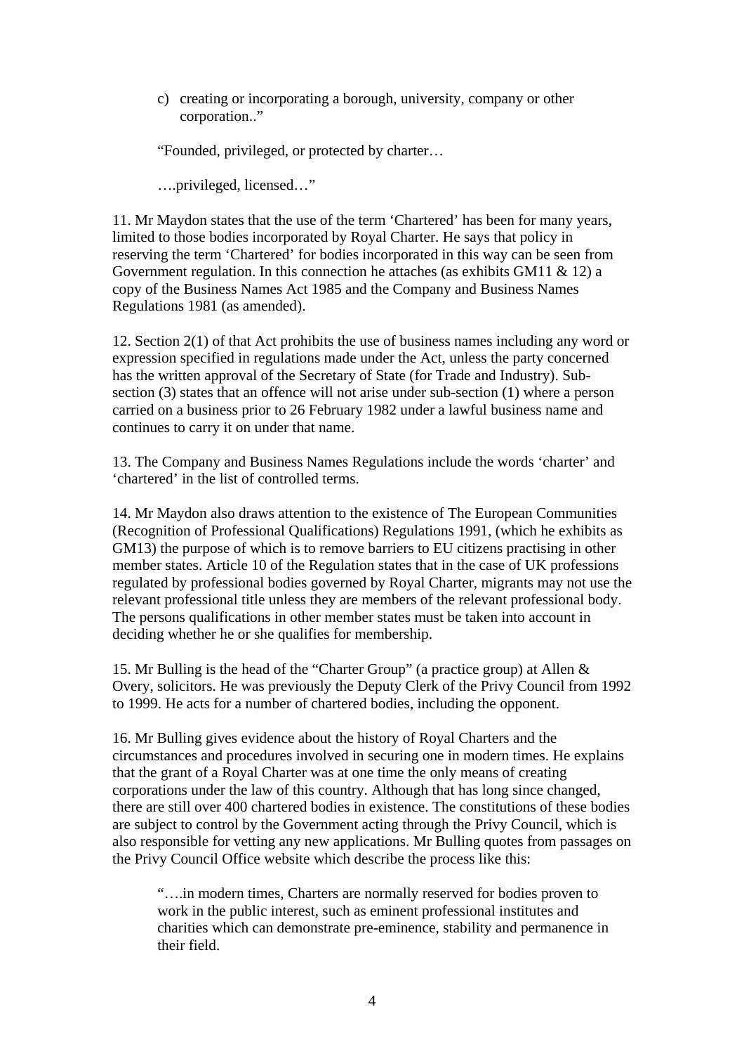c) creating or incorporating a borough, university, company or other corporation.."

"Founded, privileged, or protected by charter…

….privileged, licensed…"

11. Mr Maydon states that the use of the term 'Chartered' has been for many years, limited to those bodies incorporated by Royal Charter. He says that policy in reserving the term 'Chartered' for bodies incorporated in this way can be seen from Government regulation. In this connection he attaches (as exhibits GM11 & 12) a copy of the Business Names Act 1985 and the Company and Business Names Regulations 1981 (as amended).

12. Section 2(1) of that Act prohibits the use of business names including any word or expression specified in regulations made under the Act, unless the party concerned has the written approval of the Secretary of State (for Trade and Industry). Sub-section (3) states that an offence will not arise under sub-section (1) where a person carried on a business prior to 26 February 1982 under a lawful business name and continues to carry it on under that name.

13. The Company and Business Names Regulations include the words 'charter' and 'chartered' in the list of controlled terms.

14. Mr Maydon also draws attention to the existence of The European Communities (Recognition of Professional Qualifications) Regulations 1991, (which he exhibits as GM13) the purpose of which is to remove barriers to EU citizens practising in other member states. Article 10 of the Regulation states that in the case of UK professions regulated by professional bodies governed by Royal Charter, migrants may not use the relevant professional title unless they are members of the relevant professional body. The persons qualifications in other member states must be taken into account in deciding whether he or she qualifies for membership.

15. Mr Bulling is the head of the "Charter Group" (a practice group) at Allen & Overy, solicitors. He was previously the Deputy Clerk of the Privy Council from 1992 to 1999. He acts for a number of chartered bodies, including the opponent.

16. Mr Bulling gives evidence about the history of Royal Charters and the circumstances and procedures involved in securing one in modern times. He explains that the grant of a Royal Charter was at one time the only means of creating corporations under the law of this country. Although that has long since changed, there are still over 400 chartered bodies in existence. The constitutions of these bodies are subject to control by the Government acting through the Privy Council, which is also responsible for vetting any new applications. Mr Bulling quotes from passages on the Privy Council Office website which describe the process like this:

> "….in modern times, Charters are normally reserved for bodies proven to work in the public interest, such as eminent professional institutes and charities which can demonstrate pre-eminence, stability and permanence in their field.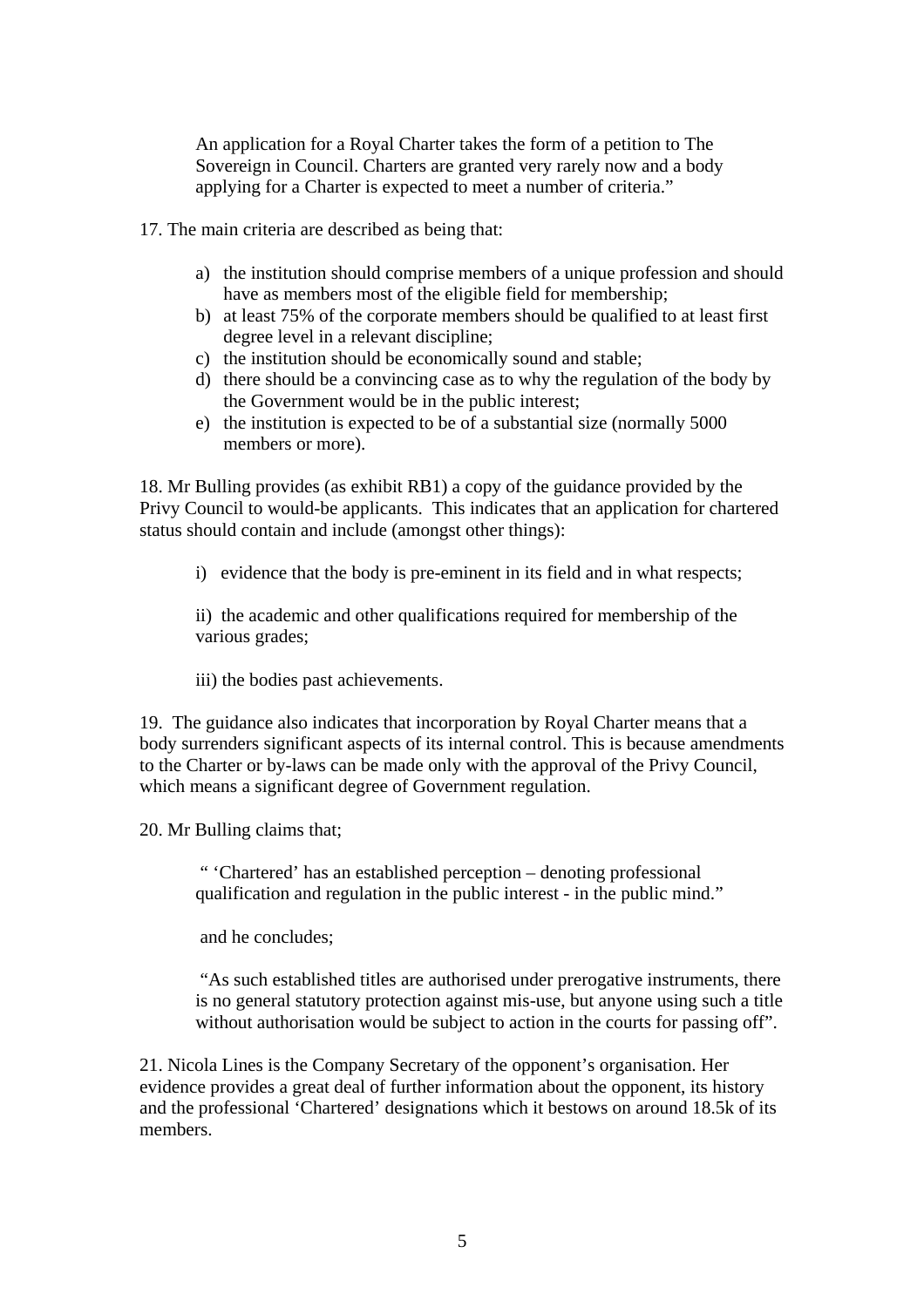> An application for a Royal Charter takes the form of a petition to The Sovereign in Council. Charters are granted very rarely now and a body applying for a Charter is expected to meet a number of criteria."

17. The main criteria are described as being that:

> a) the institution should comprise members of a unique profession and should have as members most of the eligible field for membership;
> b) at least 75% of the corporate members should be qualified to at least first degree level in a relevant discipline;
> c) the institution should be economically sound and stable;
> d) there should be a convincing case as to why the regulation of the body by the Government would be in the public interest;
> e) the institution is expected to be of a substantial size (normally 5000 members or more).

18. Mr Bulling provides (as exhibit RB1) a copy of the guidance provided by the Privy Council to would-be applicants. This indicates that an application for chartered status should contain and include (amongst other things):

> i) evidence that the body is pre-eminent in its field and in what respects;
>
> ii) the academic and other qualifications required for membership of the various grades;
>
> iii) the bodies past achievements.

19. The guidance also indicates that incorporation by Royal Charter means that a body surrenders significant aspects of its internal control. This is because amendments to the Charter or by-laws can be made only with the approval of the Privy Council, which means a significant degree of Government regulation.

20. Mr Bulling claims that;

> " 'Chartered' has an established perception – denoting professional qualification and regulation in the public interest - in the public mind."
>
> and he concludes;
>
> "As such established titles are authorised under prerogative instruments, there is no general statutory protection against mis-use, but anyone using such a title without authorisation would be subject to action in the courts for passing off".

21. Nicola Lines is the Company Secretary of the opponent's organisation. Her evidence provides a great deal of further information about the opponent, its history and the professional 'Chartered' designations which it bestows on around 18.5k of its members.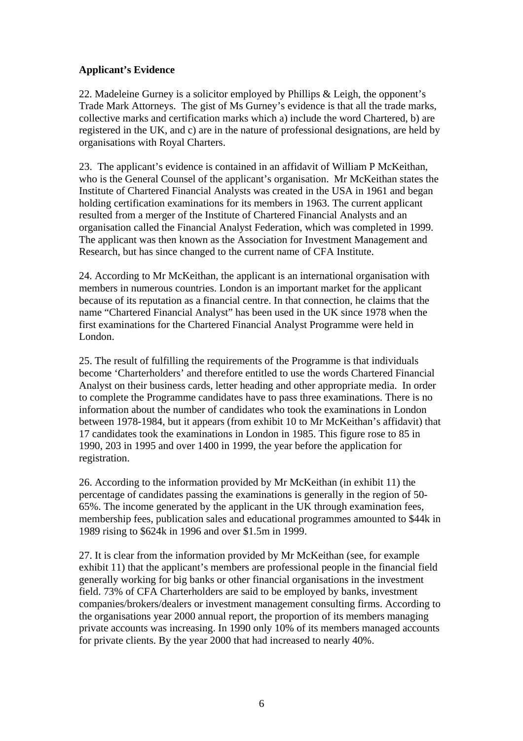**Applicant's Evidence**

22. Madeleine Gurney is a solicitor employed by Phillips & Leigh, the opponent's Trade Mark Attorneys. The gist of Ms Gurney's evidence is that all the trade marks, collective marks and certification marks which a) include the word Chartered, b) are registered in the UK, and c) are in the nature of professional designations, are held by organisations with Royal Charters.

23. The applicant's evidence is contained in an affidavit of William P McKeithan, who is the General Counsel of the applicant's organisation. Mr McKeithan states the Institute of Chartered Financial Analysts was created in the USA in 1961 and began holding certification examinations for its members in 1963. The current applicant resulted from a merger of the Institute of Chartered Financial Analysts and an organisation called the Financial Analyst Federation, which was completed in 1999. The applicant was then known as the Association for Investment Management and Research, but has since changed to the current name of CFA Institute.

24. According to Mr McKeithan, the applicant is an international organisation with members in numerous countries. London is an important market for the applicant because of its reputation as a financial centre. In that connection, he claims that the name "Chartered Financial Analyst" has been used in the UK since 1978 when the first examinations for the Chartered Financial Analyst Programme were held in London.

25. The result of fulfilling the requirements of the Programme is that individuals become 'Charterholders' and therefore entitled to use the words Chartered Financial Analyst on their business cards, letter heading and other appropriate media. In order to complete the Programme candidates have to pass three examinations. There is no information about the number of candidates who took the examinations in London between 1978-1984, but it appears (from exhibit 10 to Mr McKeithan's affidavit) that 17 candidates took the examinations in London in 1985. This figure rose to 85 in 1990, 203 in 1995 and over 1400 in 1999, the year before the application for registration.

26. According to the information provided by Mr McKeithan (in exhibit 11) the percentage of candidates passing the examinations is generally in the region of 50-65%. The income generated by the applicant in the UK through examination fees, membership fees, publication sales and educational programmes amounted to $44k in 1989 rising to $624k in 1996 and over $1.5m in 1999.

27. It is clear from the information provided by Mr McKeithan (see, for example exhibit 11) that the applicant's members are professional people in the financial field generally working for big banks or other financial organisations in the investment field. 73% of CFA Charterholders are said to be employed by banks, investment companies/brokers/dealers or investment management consulting firms. According to the organisations year 2000 annual report, the proportion of its members managing private accounts was increasing. In 1990 only 10% of its members managed accounts for private clients. By the year 2000 that had increased to nearly 40%.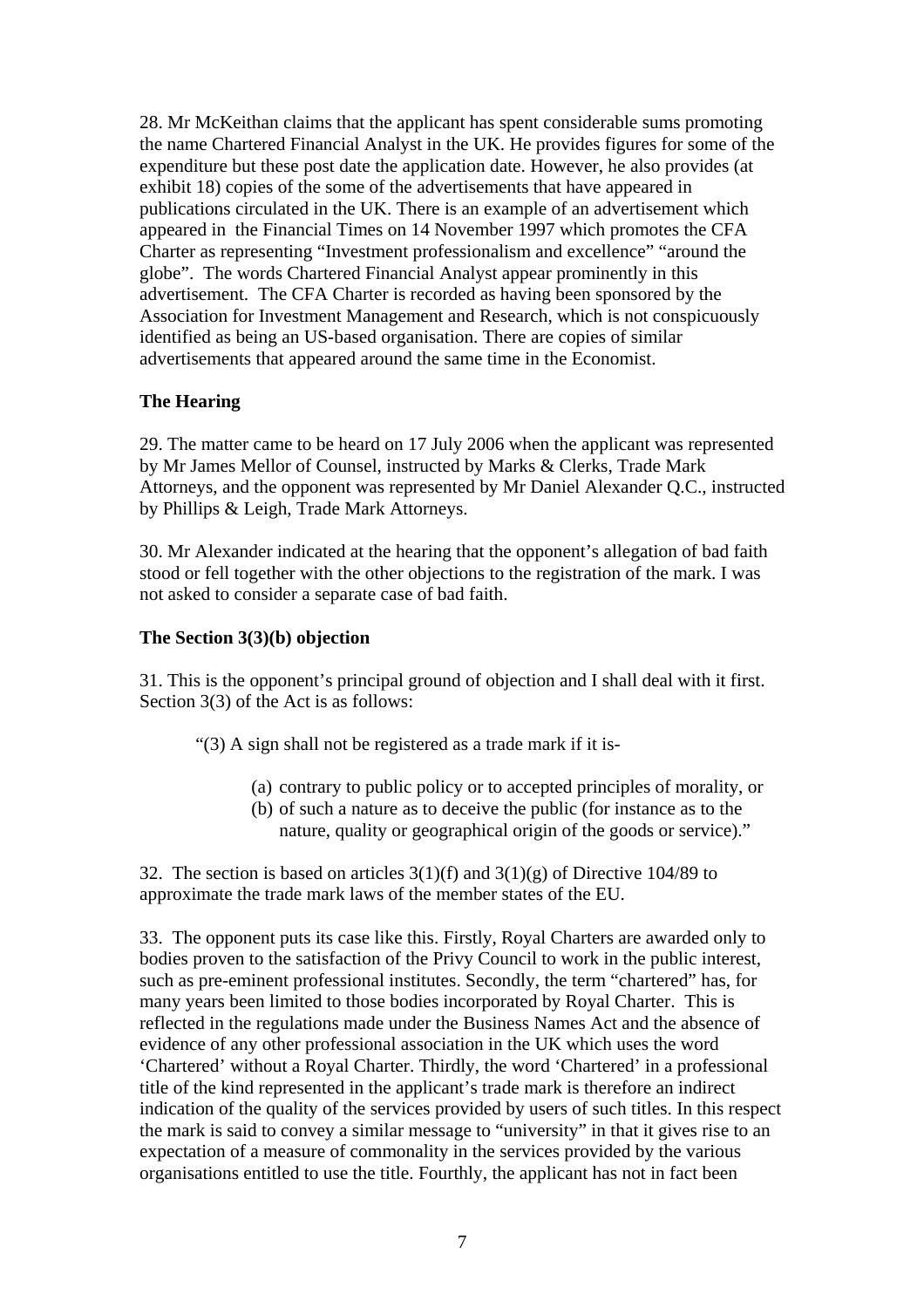28. Mr McKeithan claims that the applicant has spent considerable sums promoting the name Chartered Financial Analyst in the UK. He provides figures for some of the expenditure but these post date the application date. However, he also provides (at exhibit 18) copies of the some of the advertisements that have appeared in publications circulated in the UK. There is an example of an advertisement which appeared in the Financial Times on 14 November 1997 which promotes the CFA Charter as representing "Investment professionalism and excellence" "around the globe". The words Chartered Financial Analyst appear prominently in this advertisement. The CFA Charter is recorded as having been sponsored by the Association for Investment Management and Research, which is not conspicuously identified as being an US-based organisation. There are copies of similar advertisements that appeared around the same time in the Economist.

**The Hearing**

29. The matter came to be heard on 17 July 2006 when the applicant was represented by Mr James Mellor of Counsel, instructed by Marks & Clerks, Trade Mark Attorneys, and the opponent was represented by Mr Daniel Alexander Q.C., instructed by Phillips & Leigh, Trade Mark Attorneys.

30. Mr Alexander indicated at the hearing that the opponent's allegation of bad faith stood or fell together with the other objections to the registration of the mark. I was not asked to consider a separate case of bad faith.

**The Section 3(3)(b) objection**

31. This is the opponent's principal ground of objection and I shall deal with it first. Section 3(3) of the Act is as follows:

> "(3) A sign shall not be registered as a trade mark if it is-
>
> (a) contrary to public policy or to accepted principles of morality, or
> (b) of such a nature as to deceive the public (for instance as to the nature, quality or geographical origin of the goods or service)."

32. The section is based on articles 3(1)(f) and 3(1)(g) of Directive 104/89 to approximate the trade mark laws of the member states of the EU.

33. The opponent puts its case like this. Firstly, Royal Charters are awarded only to bodies proven to the satisfaction of the Privy Council to work in the public interest, such as pre-eminent professional institutes. Secondly, the term "chartered" has, for many years been limited to those bodies incorporated by Royal Charter. This is reflected in the regulations made under the Business Names Act and the absence of evidence of any other professional association in the UK which uses the word 'Chartered' without a Royal Charter. Thirdly, the word 'Chartered' in a professional title of the kind represented in the applicant's trade mark is therefore an indirect indication of the quality of the services provided by users of such titles. In this respect the mark is said to convey a similar message to "university" in that it gives rise to an expectation of a measure of commonality in the services provided by the various organisations entitled to use the title. Fourthly, the applicant has not in fact been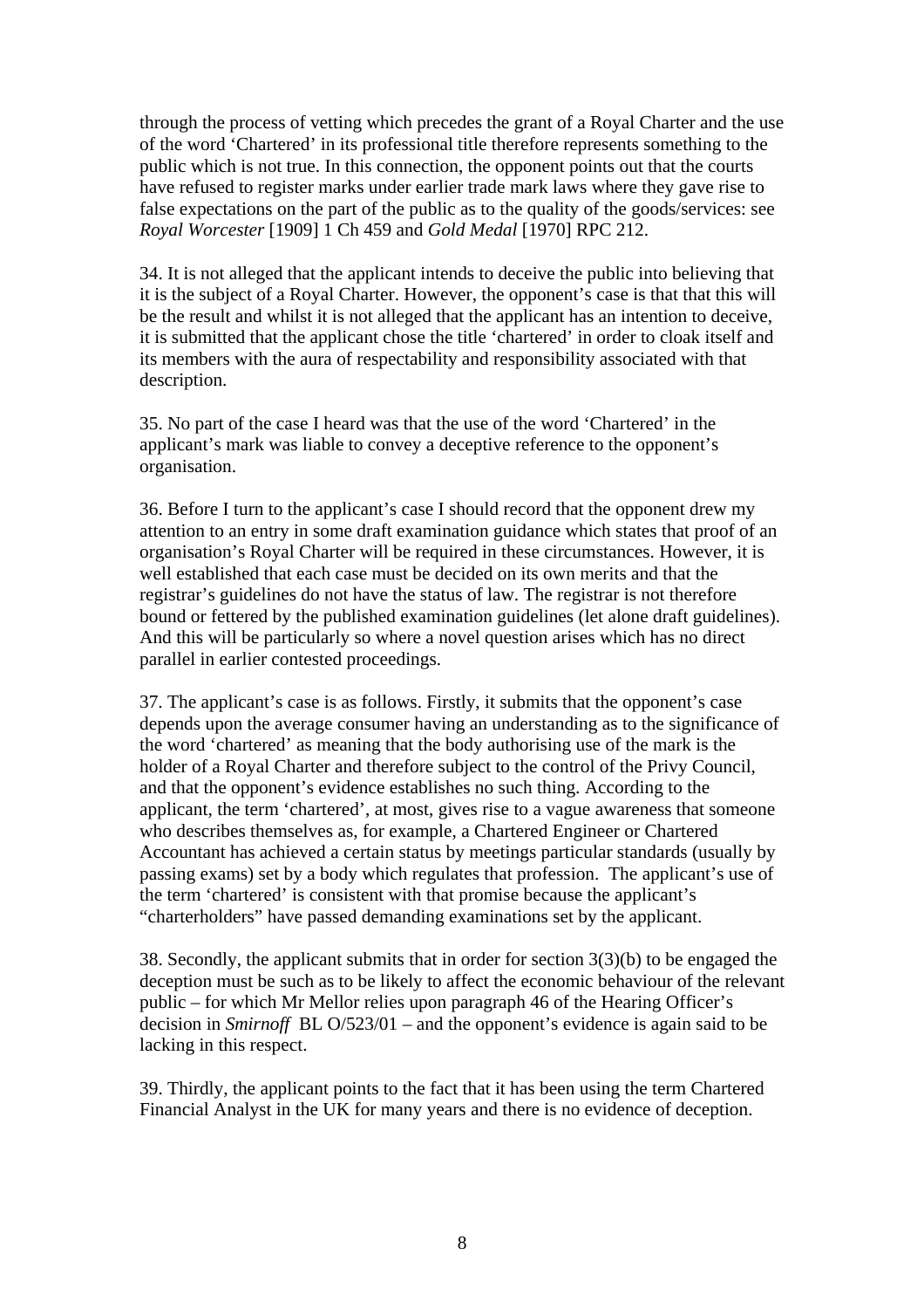through the process of vetting which precedes the grant of a Royal Charter and the use of the word 'Chartered' in its professional title therefore represents something to the public which is not true. In this connection, the opponent points out that the courts have refused to register marks under earlier trade mark laws where they gave rise to false expectations on the part of the public as to the quality of the goods/services: see *Royal Worcester* [1909] 1 Ch 459 and *Gold Medal* [1970] RPC 212.

34. It is not alleged that the applicant intends to deceive the public into believing that it is the subject of a Royal Charter. However, the opponent's case is that that this will be the result and whilst it is not alleged that the applicant has an intention to deceive, it is submitted that the applicant chose the title 'chartered' in order to cloak itself and its members with the aura of respectability and responsibility associated with that description.

35. No part of the case I heard was that the use of the word 'Chartered' in the applicant's mark was liable to convey a deceptive reference to the opponent's organisation.

36. Before I turn to the applicant's case I should record that the opponent drew my attention to an entry in some draft examination guidance which states that proof of an organisation's Royal Charter will be required in these circumstances. However, it is well established that each case must be decided on its own merits and that the registrar's guidelines do not have the status of law. The registrar is not therefore bound or fettered by the published examination guidelines (let alone draft guidelines). And this will be particularly so where a novel question arises which has no direct parallel in earlier contested proceedings.

37. The applicant's case is as follows. Firstly, it submits that the opponent's case depends upon the average consumer having an understanding as to the significance of the word 'chartered' as meaning that the body authorising use of the mark is the holder of a Royal Charter and therefore subject to the control of the Privy Council, and that the opponent's evidence establishes no such thing. According to the applicant, the term 'chartered', at most, gives rise to a vague awareness that someone who describes themselves as, for example, a Chartered Engineer or Chartered Accountant has achieved a certain status by meetings particular standards (usually by passing exams) set by a body which regulates that profession. The applicant's use of the term 'chartered' is consistent with that promise because the applicant's "charterholders" have passed demanding examinations set by the applicant.

38. Secondly, the applicant submits that in order for section 3(3)(b) to be engaged the deception must be such as to be likely to affect the economic behaviour of the relevant public – for which Mr Mellor relies upon paragraph 46 of the Hearing Officer's decision in *Smirnoff* BL O/523/01 – and the opponent's evidence is again said to be lacking in this respect.

39. Thirdly, the applicant points to the fact that it has been using the term Chartered Financial Analyst in the UK for many years and there is no evidence of deception.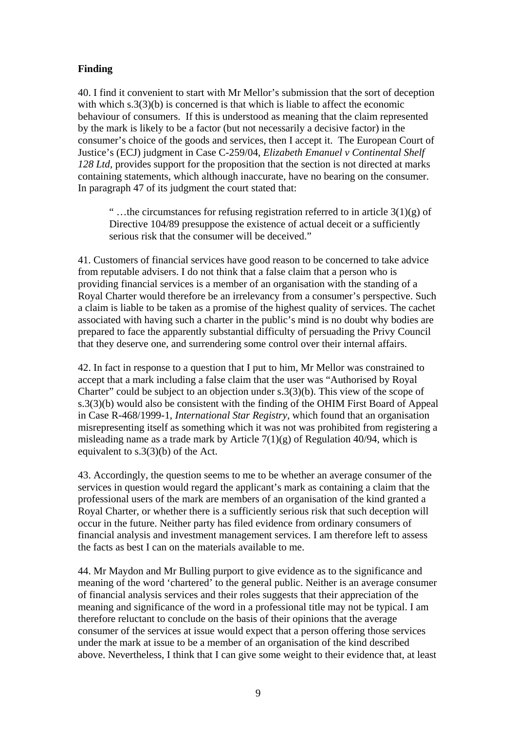**Finding**

40. I find it convenient to start with Mr Mellor's submission that the sort of deception with which s.3(3)(b) is concerned is that which is liable to affect the economic behaviour of consumers. If this is understood as meaning that the claim represented by the mark is likely to be a factor (but not necessarily a decisive factor) in the consumer's choice of the goods and services, then I accept it. The European Court of Justice's (ECJ) judgment in Case C-259/04, *Elizabeth Emanuel v Continental Shelf 128 Ltd*, provides support for the proposition that the section is not directed at marks containing statements, which although inaccurate, have no bearing on the consumer. In paragraph 47 of its judgment the court stated that:

> " …the circumstances for refusing registration referred to in article 3(1)(g) of Directive 104/89 presuppose the existence of actual deceit or a sufficiently serious risk that the consumer will be deceived."

41. Customers of financial services have good reason to be concerned to take advice from reputable advisers. I do not think that a false claim that a person who is providing financial services is a member of an organisation with the standing of a Royal Charter would therefore be an irrelevancy from a consumer's perspective. Such a claim is liable to be taken as a promise of the highest quality of services. The cachet associated with having such a charter in the public's mind is no doubt why bodies are prepared to face the apparently substantial difficulty of persuading the Privy Council that they deserve one, and surrendering some control over their internal affairs.

42. In fact in response to a question that I put to him, Mr Mellor was constrained to accept that a mark including a false claim that the user was "Authorised by Royal Charter" could be subject to an objection under s.3(3)(b). This view of the scope of s.3(3)(b) would also be consistent with the finding of the OHIM First Board of Appeal in Case R-468/1999-1, *International Star Registry,* which found that an organisation misrepresenting itself as something which it was not was prohibited from registering a misleading name as a trade mark by Article 7(1)(g) of Regulation 40/94, which is equivalent to s.3(3)(b) of the Act.

43. Accordingly, the question seems to me to be whether an average consumer of the services in question would regard the applicant's mark as containing a claim that the professional users of the mark are members of an organisation of the kind granted a Royal Charter, or whether there is a sufficiently serious risk that such deception will occur in the future. Neither party has filed evidence from ordinary consumers of financial analysis and investment management services. I am therefore left to assess the facts as best I can on the materials available to me.

44. Mr Maydon and Mr Bulling purport to give evidence as to the significance and meaning of the word 'chartered' to the general public. Neither is an average consumer of financial analysis services and their roles suggests that their appreciation of the meaning and significance of the word in a professional title may not be typical. I am therefore reluctant to conclude on the basis of their opinions that the average consumer of the services at issue would expect that a person offering those services under the mark at issue to be a member of an organisation of the kind described above. Nevertheless, I think that I can give some weight to their evidence that, at least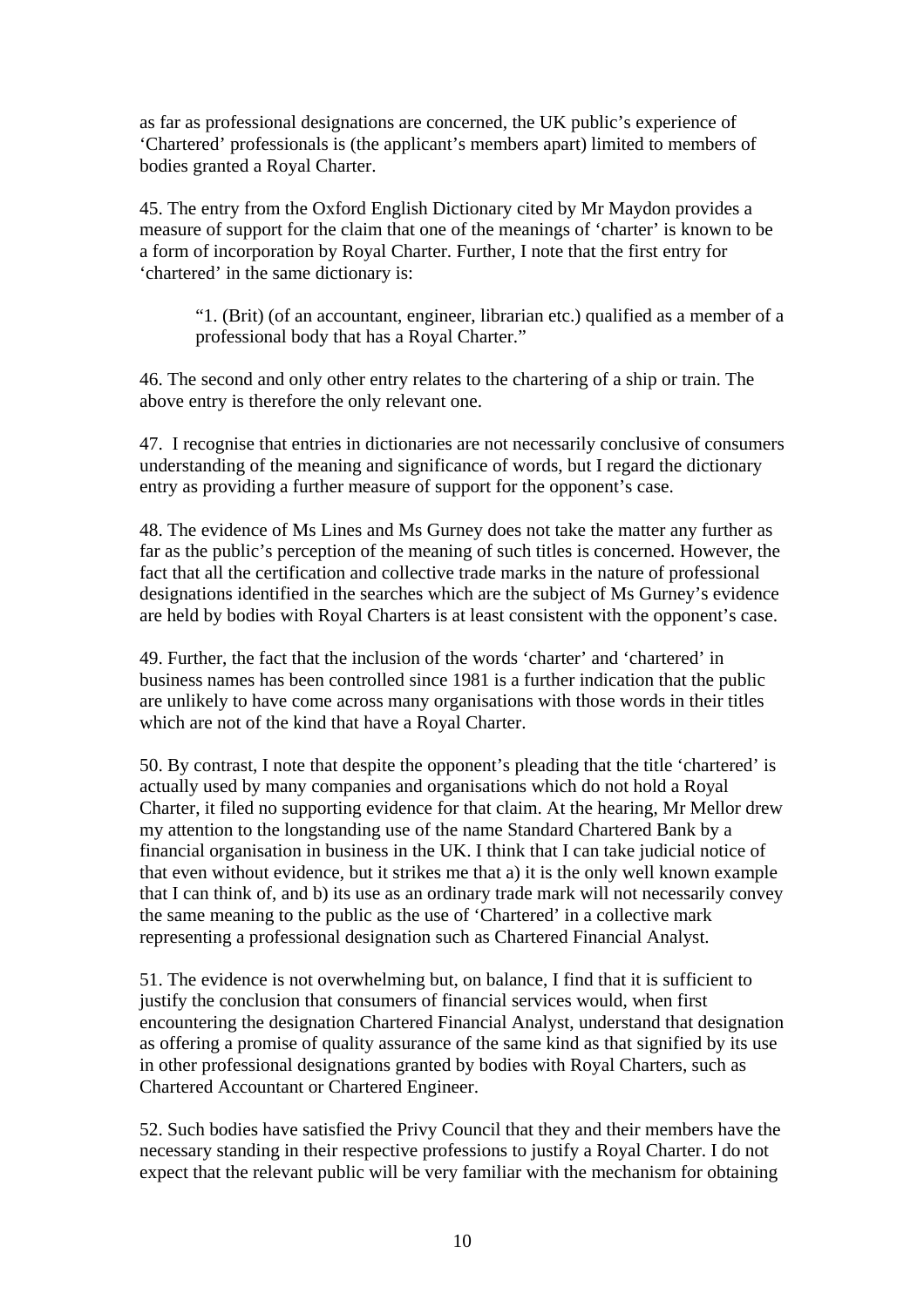as far as professional designations are concerned, the UK public's experience of 'Chartered' professionals is (the applicant's members apart) limited to members of bodies granted a Royal Charter.

45. The entry from the Oxford English Dictionary cited by Mr Maydon provides a measure of support for the claim that one of the meanings of 'charter' is known to be a form of incorporation by Royal Charter. Further, I note that the first entry for 'chartered' in the same dictionary is:

> "1. (Brit) (of an accountant, engineer, librarian etc.) qualified as a member of a professional body that has a Royal Charter."

46. The second and only other entry relates to the chartering of a ship or train. The above entry is therefore the only relevant one.

47. I recognise that entries in dictionaries are not necessarily conclusive of consumers understanding of the meaning and significance of words, but I regard the dictionary entry as providing a further measure of support for the opponent's case.

48. The evidence of Ms Lines and Ms Gurney does not take the matter any further as far as the public's perception of the meaning of such titles is concerned. However, the fact that all the certification and collective trade marks in the nature of professional designations identified in the searches which are the subject of Ms Gurney's evidence are held by bodies with Royal Charters is at least consistent with the opponent's case.

49. Further, the fact that the inclusion of the words 'charter' and 'chartered' in business names has been controlled since 1981 is a further indication that the public are unlikely to have come across many organisations with those words in their titles which are not of the kind that have a Royal Charter.

50. By contrast, I note that despite the opponent's pleading that the title 'chartered' is actually used by many companies and organisations which do not hold a Royal Charter, it filed no supporting evidence for that claim. At the hearing, Mr Mellor drew my attention to the longstanding use of the name Standard Chartered Bank by a financial organisation in business in the UK. I think that I can take judicial notice of that even without evidence, but it strikes me that a) it is the only well known example that I can think of, and b) its use as an ordinary trade mark will not necessarily convey the same meaning to the public as the use of 'Chartered' in a collective mark representing a professional designation such as Chartered Financial Analyst.

51. The evidence is not overwhelming but, on balance, I find that it is sufficient to justify the conclusion that consumers of financial services would, when first encountering the designation Chartered Financial Analyst, understand that designation as offering a promise of quality assurance of the same kind as that signified by its use in other professional designations granted by bodies with Royal Charters, such as Chartered Accountant or Chartered Engineer.

52. Such bodies have satisfied the Privy Council that they and their members have the necessary standing in their respective professions to justify a Royal Charter. I do not expect that the relevant public will be very familiar with the mechanism for obtaining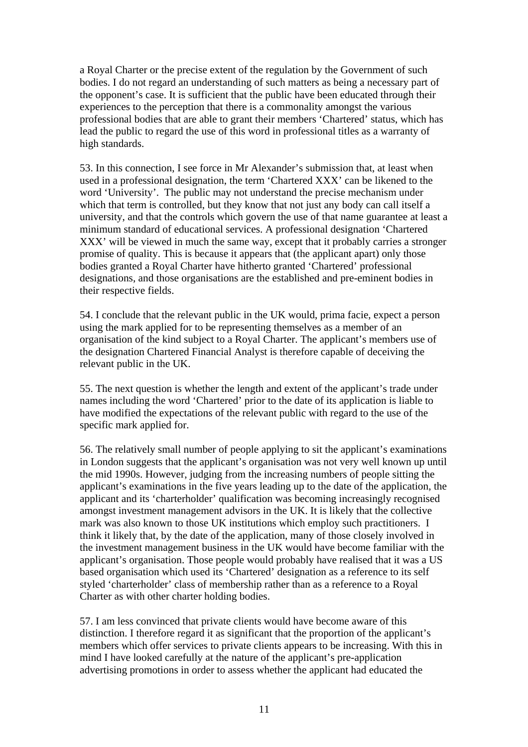a Royal Charter or the precise extent of the regulation by the Government of such bodies. I do not regard an understanding of such matters as being a necessary part of the opponent's case. It is sufficient that the public have been educated through their experiences to the perception that there is a commonality amongst the various professional bodies that are able to grant their members 'Chartered' status, which has lead the public to regard the use of this word in professional titles as a warranty of high standards.

53. In this connection, I see force in Mr Alexander's submission that, at least when used in a professional designation, the term 'Chartered XXX' can be likened to the word 'University'. The public may not understand the precise mechanism under which that term is controlled, but they know that not just any body can call itself a university, and that the controls which govern the use of that name guarantee at least a minimum standard of educational services. A professional designation 'Chartered XXX' will be viewed in much the same way, except that it probably carries a stronger promise of quality. This is because it appears that (the applicant apart) only those bodies granted a Royal Charter have hitherto granted 'Chartered' professional designations, and those organisations are the established and pre-eminent bodies in their respective fields.

54. I conclude that the relevant public in the UK would, prima facie, expect a person using the mark applied for to be representing themselves as a member of an organisation of the kind subject to a Royal Charter. The applicant's members use of the designation Chartered Financial Analyst is therefore capable of deceiving the relevant public in the UK.

55. The next question is whether the length and extent of the applicant's trade under names including the word 'Chartered' prior to the date of its application is liable to have modified the expectations of the relevant public with regard to the use of the specific mark applied for.

56. The relatively small number of people applying to sit the applicant's examinations in London suggests that the applicant's organisation was not very well known up until the mid 1990s. However, judging from the increasing numbers of people sitting the applicant's examinations in the five years leading up to the date of the application, the applicant and its 'charterholder' qualification was becoming increasingly recognised amongst investment management advisors in the UK. It is likely that the collective mark was also known to those UK institutions which employ such practitioners. I think it likely that, by the date of the application, many of those closely involved in the investment management business in the UK would have become familiar with the applicant's organisation. Those people would probably have realised that it was a US based organisation which used its 'Chartered' designation as a reference to its self styled 'charterholder' class of membership rather than as a reference to a Royal Charter as with other charter holding bodies.

57. I am less convinced that private clients would have become aware of this distinction. I therefore regard it as significant that the proportion of the applicant's members which offer services to private clients appears to be increasing. With this in mind I have looked carefully at the nature of the applicant's pre-application advertising promotions in order to assess whether the applicant had educated the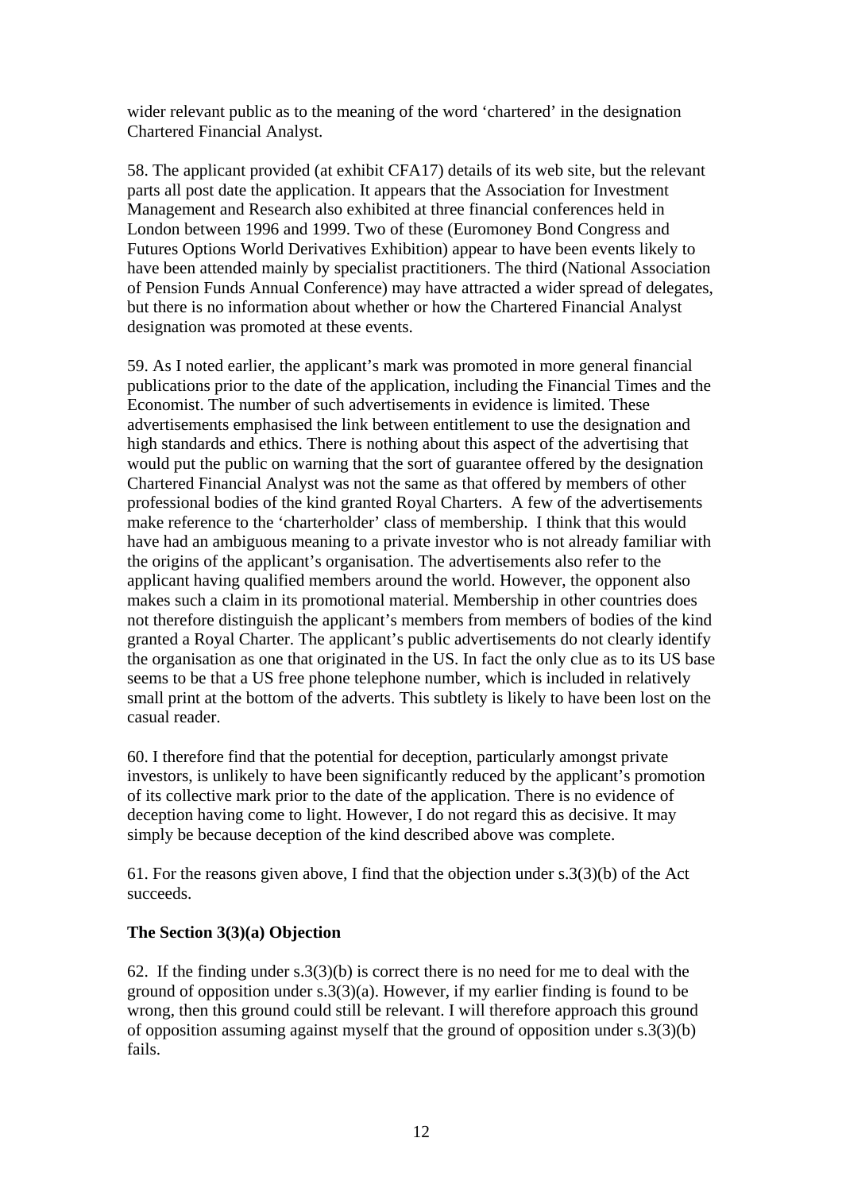wider relevant public as to the meaning of the word 'chartered' in the designation Chartered Financial Analyst.

58. The applicant provided (at exhibit CFA17) details of its web site, but the relevant parts all post date the application. It appears that the Association for Investment Management and Research also exhibited at three financial conferences held in London between 1996 and 1999. Two of these (Euromoney Bond Congress and Futures Options World Derivatives Exhibition) appear to have been events likely to have been attended mainly by specialist practitioners. The third (National Association of Pension Funds Annual Conference) may have attracted a wider spread of delegates, but there is no information about whether or how the Chartered Financial Analyst designation was promoted at these events.

59. As I noted earlier, the applicant's mark was promoted in more general financial publications prior to the date of the application, including the Financial Times and the Economist. The number of such advertisements in evidence is limited. These advertisements emphasised the link between entitlement to use the designation and high standards and ethics. There is nothing about this aspect of the advertising that would put the public on warning that the sort of guarantee offered by the designation Chartered Financial Analyst was not the same as that offered by members of other professional bodies of the kind granted Royal Charters. A few of the advertisements make reference to the 'charterholder' class of membership. I think that this would have had an ambiguous meaning to a private investor who is not already familiar with the origins of the applicant's organisation. The advertisements also refer to the applicant having qualified members around the world. However, the opponent also makes such a claim in its promotional material. Membership in other countries does not therefore distinguish the applicant's members from members of bodies of the kind granted a Royal Charter. The applicant's public advertisements do not clearly identify the organisation as one that originated in the US. In fact the only clue as to its US base seems to be that a US free phone telephone number, which is included in relatively small print at the bottom of the adverts. This subtlety is likely to have been lost on the casual reader.

60. I therefore find that the potential for deception, particularly amongst private investors, is unlikely to have been significantly reduced by the applicant's promotion of its collective mark prior to the date of the application. There is no evidence of deception having come to light. However, I do not regard this as decisive. It may simply be because deception of the kind described above was complete.

61. For the reasons given above, I find that the objection under s.3(3)(b) of the Act succeeds.

**The Section 3(3)(a) Objection**

62. If the finding under s.3(3)(b) is correct there is no need for me to deal with the ground of opposition under s.3(3)(a). However, if my earlier finding is found to be wrong, then this ground could still be relevant. I will therefore approach this ground of opposition assuming against myself that the ground of opposition under s.3(3)(b) fails.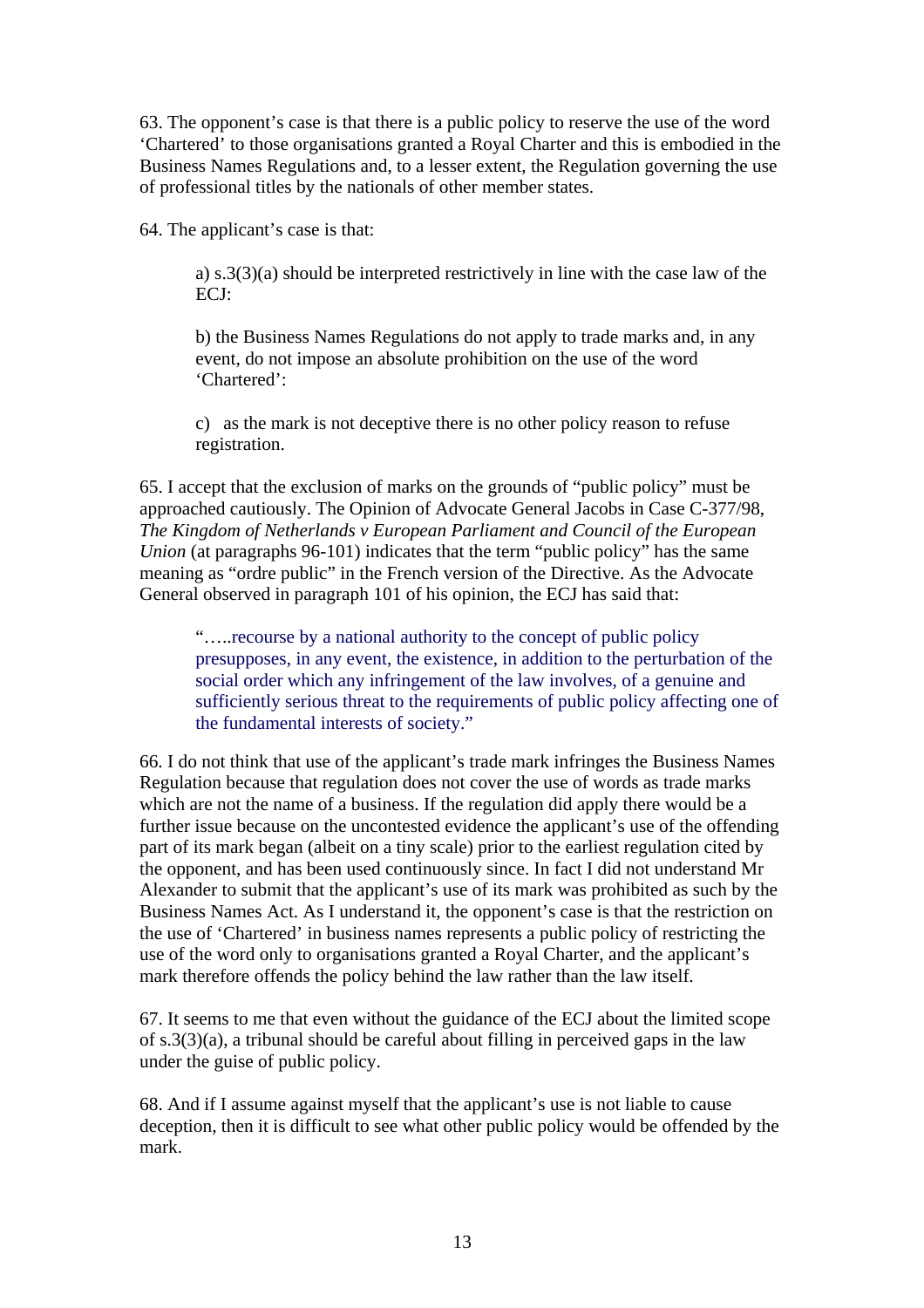63. The opponent's case is that there is a public policy to reserve the use of the word 'Chartered' to those organisations granted a Royal Charter and this is embodied in the Business Names Regulations and, to a lesser extent, the Regulation governing the use of professional titles by the nationals of other member states.

64. The applicant's case is that:

> a) s.3(3)(a) should be interpreted restrictively in line with the case law of the ECJ:
>
> b) the Business Names Regulations do not apply to trade marks and, in any event, do not impose an absolute prohibition on the use of the word 'Chartered':
>
> c) as the mark is not deceptive there is no other policy reason to refuse registration.

65. I accept that the exclusion of marks on the grounds of "public policy" must be approached cautiously. The Opinion of Advocate General Jacobs in Case C-377/98, *The Kingdom of Netherlands v European Parliament and Council of the European Union* (at paragraphs 96-101) indicates that the term "public policy" has the same meaning as "ordre public" in the French version of the Directive. As the Advocate General observed in paragraph 101 of his opinion, the ECJ has said that:

> "…..recourse by a national authority to the concept of public policy presupposes, in any event, the existence, in addition to the perturbation of the social order which any infringement of the law involves, of a genuine and sufficiently serious threat to the requirements of public policy affecting one of the fundamental interests of society."

66. I do not think that use of the applicant's trade mark infringes the Business Names Regulation because that regulation does not cover the use of words as trade marks which are not the name of a business. If the regulation did apply there would be a further issue because on the uncontested evidence the applicant's use of the offending part of its mark began (albeit on a tiny scale) prior to the earliest regulation cited by the opponent, and has been used continuously since. In fact I did not understand Mr Alexander to submit that the applicant's use of its mark was prohibited as such by the Business Names Act. As I understand it, the opponent's case is that the restriction on the use of 'Chartered' in business names represents a public policy of restricting the use of the word only to organisations granted a Royal Charter, and the applicant's mark therefore offends the policy behind the law rather than the law itself.

67. It seems to me that even without the guidance of the ECJ about the limited scope of s.3(3)(a), a tribunal should be careful about filling in perceived gaps in the law under the guise of public policy.

68. And if I assume against myself that the applicant's use is not liable to cause deception, then it is difficult to see what other public policy would be offended by the mark.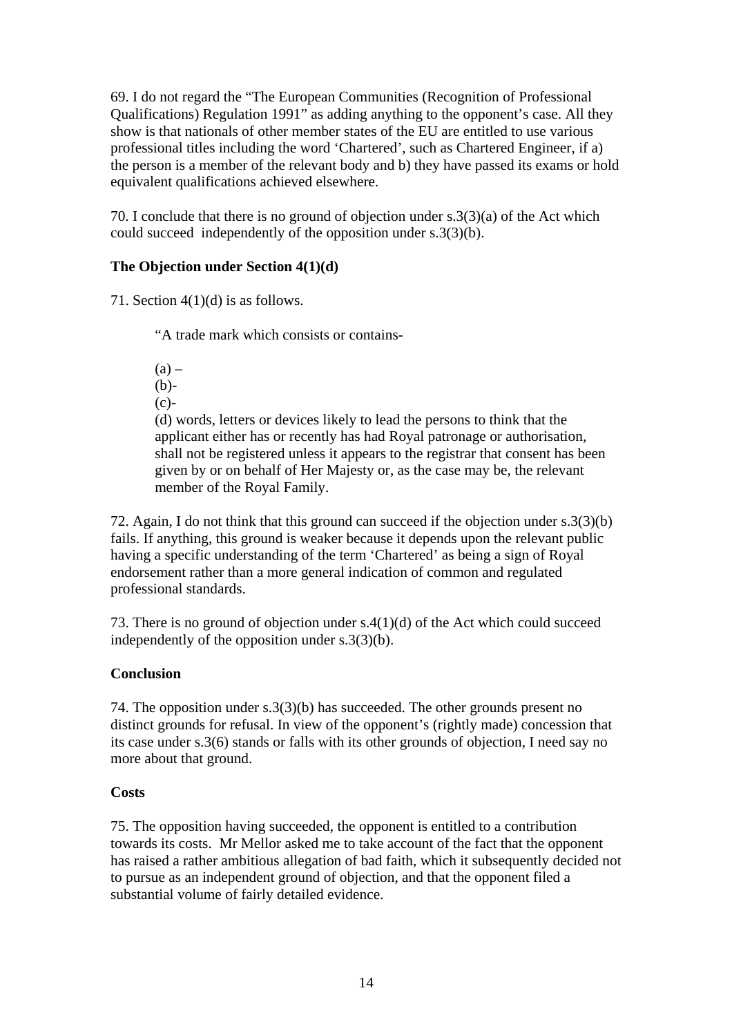69. I do not regard the "The European Communities (Recognition of Professional Qualifications) Regulation 1991" as adding anything to the opponent's case. All they show is that nationals of other member states of the EU are entitled to use various professional titles including the word 'Chartered', such as Chartered Engineer, if a) the person is a member of the relevant body and b) they have passed its exams or hold equivalent qualifications achieved elsewhere.

70. I conclude that there is no ground of objection under s.3(3)(a) of the Act which could succeed independently of the opposition under s.3(3)(b).

**The Objection under Section 4(1)(d)**

71. Section 4(1)(d) is as follows.

> "A trade mark which consists or contains-
>
> (a) –
> (b)-
> (c)-
> (d) words, letters or devices likely to lead the persons to think that the applicant either has or recently has had Royal patronage or authorisation, shall not be registered unless it appears to the registrar that consent has been given by or on behalf of Her Majesty or, as the case may be, the relevant member of the Royal Family.

72. Again, I do not think that this ground can succeed if the objection under s.3(3)(b) fails. If anything, this ground is weaker because it depends upon the relevant public having a specific understanding of the term 'Chartered' as being a sign of Royal endorsement rather than a more general indication of common and regulated professional standards.

73. There is no ground of objection under s.4(1)(d) of the Act which could succeed independently of the opposition under s.3(3)(b).

**Conclusion**

74. The opposition under s.3(3)(b) has succeeded. The other grounds present no distinct grounds for refusal. In view of the opponent's (rightly made) concession that its case under s.3(6) stands or falls with its other grounds of objection, I need say no more about that ground.

**Costs**

75. The opposition having succeeded, the opponent is entitled to a contribution towards its costs. Mr Mellor asked me to take account of the fact that the opponent has raised a rather ambitious allegation of bad faith, which it subsequently decided not to pursue as an independent ground of objection, and that the opponent filed a substantial volume of fairly detailed evidence.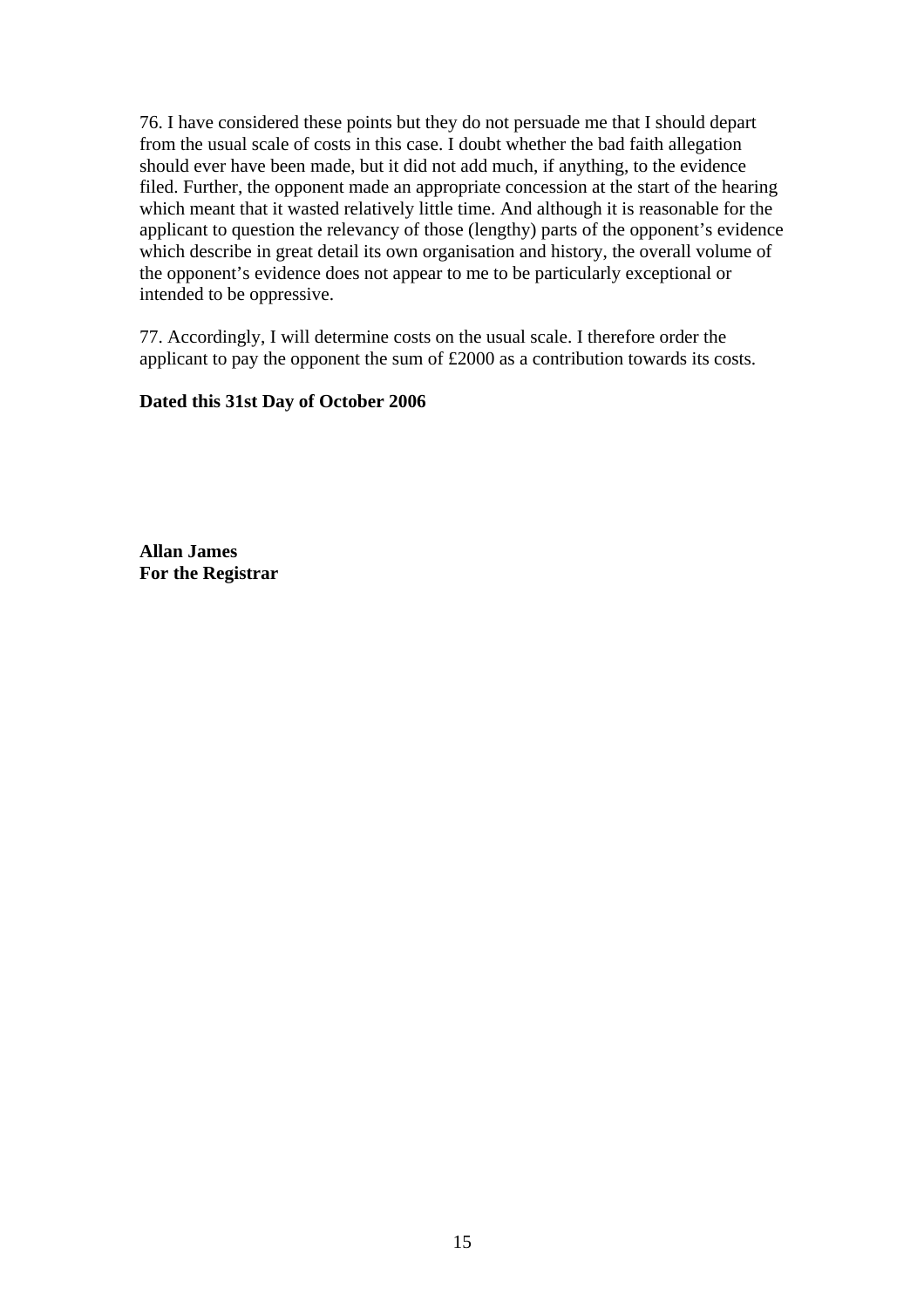76. I have considered these points but they do not persuade me that I should depart from the usual scale of costs in this case. I doubt whether the bad faith allegation should ever have been made, but it did not add much, if anything, to the evidence filed. Further, the opponent made an appropriate concession at the start of the hearing which meant that it wasted relatively little time. And although it is reasonable for the applicant to question the relevancy of those (lengthy) parts of the opponent's evidence which describe in great detail its own organisation and history, the overall volume of the opponent's evidence does not appear to me to be particularly exceptional or intended to be oppressive.

77. Accordingly, I will determine costs on the usual scale. I therefore order the applicant to pay the opponent the sum of £2000 as a contribution towards its costs.

**Dated this 31st Day of October 2006**

**Allan James**
**For the Registrar**